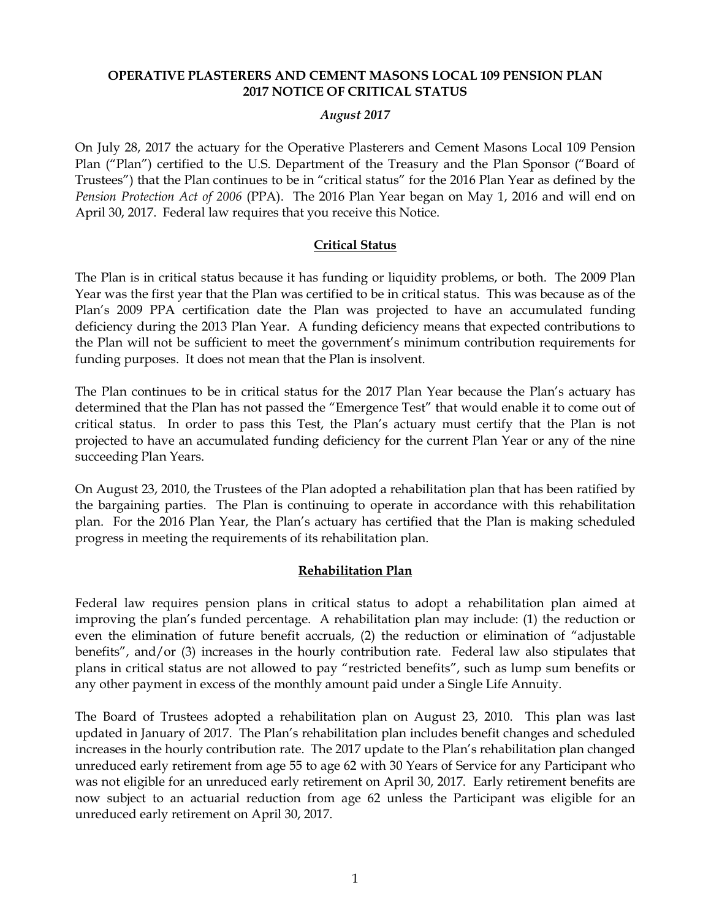**OPERATIVE PLASTERERS AND CEMENT MASONS LOCAL 109 PENSION PLAN**
**2017 NOTICE OF CRITICAL STATUS**

*August 2017*

On July 28, 2017 the actuary for the Operative Plasterers and Cement Masons Local 109 Pension Plan ("Plan") certified to the U.S. Department of the Treasury and the Plan Sponsor ("Board of Trustees") that the Plan continues to be in "critical status" for the 2016 Plan Year as defined by the *Pension Protection Act of 2006* (PPA). The 2016 Plan Year began on May 1, 2016 and will end on April 30, 2017. Federal law requires that you receive this Notice.

## Critical Status

The Plan is in critical status because it has funding or liquidity problems, or both. The 2009 Plan Year was the first year that the Plan was certified to be in critical status. This was because as of the Plan's 2009 PPA certification date the Plan was projected to have an accumulated funding deficiency during the 2013 Plan Year. A funding deficiency means that expected contributions to the Plan will not be sufficient to meet the government's minimum contribution requirements for funding purposes. It does not mean that the Plan is insolvent.

The Plan continues to be in critical status for the 2017 Plan Year because the Plan's actuary has determined that the Plan has not passed the "Emergence Test" that would enable it to come out of critical status. In order to pass this Test, the Plan's actuary must certify that the Plan is not projected to have an accumulated funding deficiency for the current Plan Year or any of the nine succeeding Plan Years.

On August 23, 2010, the Trustees of the Plan adopted a rehabilitation plan that has been ratified by the bargaining parties. The Plan is continuing to operate in accordance with this rehabilitation plan. For the 2016 Plan Year, the Plan's actuary has certified that the Plan is making scheduled progress in meeting the requirements of its rehabilitation plan.

## Rehabilitation Plan

Federal law requires pension plans in critical status to adopt a rehabilitation plan aimed at improving the plan's funded percentage. A rehabilitation plan may include: (1) the reduction or even the elimination of future benefit accruals, (2) the reduction or elimination of "adjustable benefits", and/or (3) increases in the hourly contribution rate. Federal law also stipulates that plans in critical status are not allowed to pay "restricted benefits", such as lump sum benefits or any other payment in excess of the monthly amount paid under a Single Life Annuity.

The Board of Trustees adopted a rehabilitation plan on August 23, 2010. This plan was last updated in January of 2017. The Plan's rehabilitation plan includes benefit changes and scheduled increases in the hourly contribution rate. The 2017 update to the Plan's rehabilitation plan changed unreduced early retirement from age 55 to age 62 with 30 Years of Service for any Participant who was not eligible for an unreduced early retirement on April 30, 2017. Early retirement benefits are now subject to an actuarial reduction from age 62 unless the Participant was eligible for an unreduced early retirement on April 30, 2017.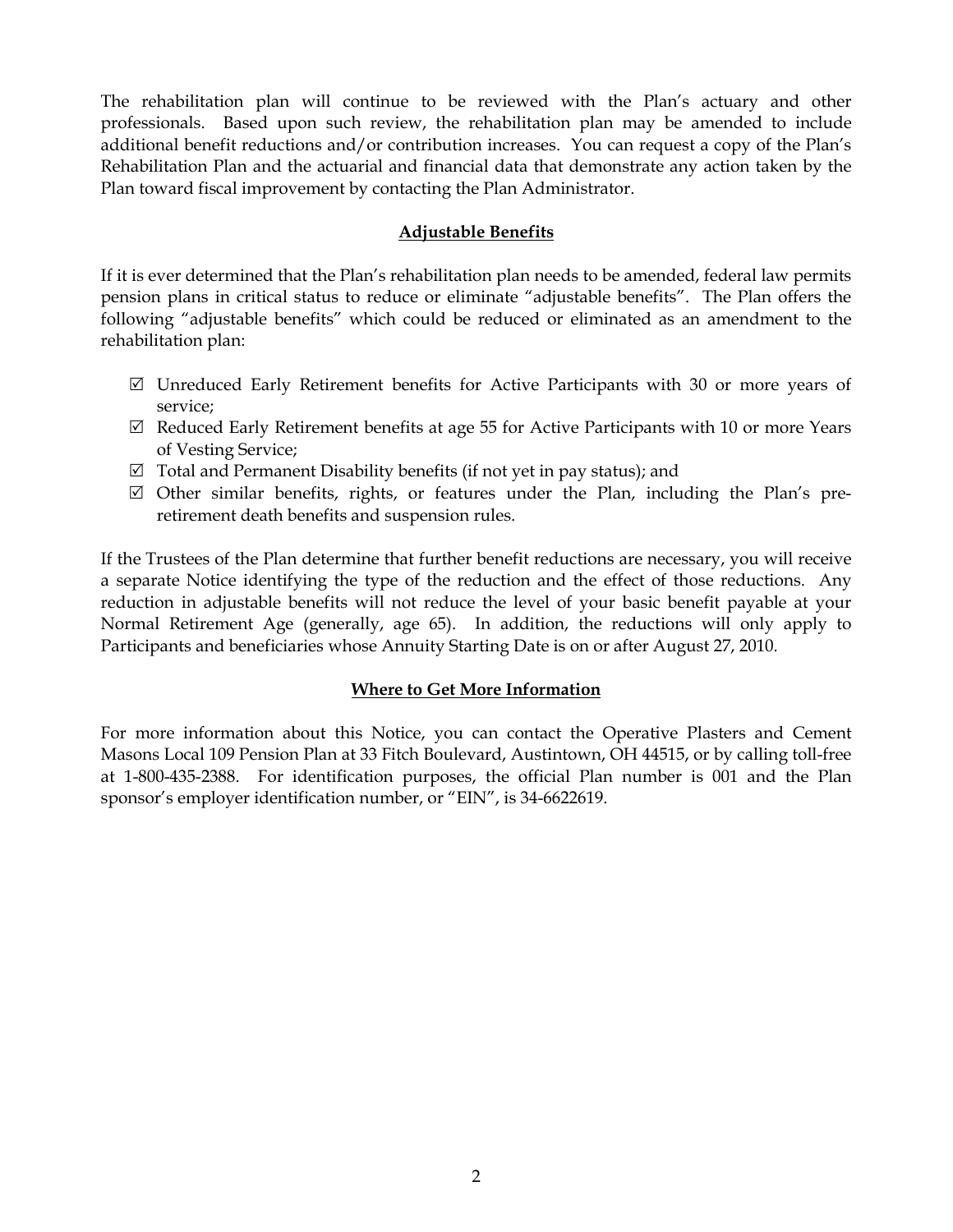The rehabilitation plan will continue to be reviewed with the Plan's actuary and other professionals. Based upon such review, the rehabilitation plan may be amended to include additional benefit reductions and/or contribution increases. You can request a copy of the Plan's Rehabilitation Plan and the actuarial and financial data that demonstrate any action taken by the Plan toward fiscal improvement by contacting the Plan Administrator.

## Adjustable Benefits

If it is ever determined that the Plan's rehabilitation plan needs to be amended, federal law permits pension plans in critical status to reduce or eliminate "adjustable benefits". The Plan offers the following "adjustable benefits" which could be reduced or eliminated as an amendment to the rehabilitation plan:

- ☑ Unreduced Early Retirement benefits for Active Participants with 30 or more years of service;
- ☑ Reduced Early Retirement benefits at age 55 for Active Participants with 10 or more Years of Vesting Service;
- ☑ Total and Permanent Disability benefits (if not yet in pay status); and
- ☑ Other similar benefits, rights, or features under the Plan, including the Plan's pre-retirement death benefits and suspension rules.

If the Trustees of the Plan determine that further benefit reductions are necessary, you will receive a separate Notice identifying the type of the reduction and the effect of those reductions. Any reduction in adjustable benefits will not reduce the level of your basic benefit payable at your Normal Retirement Age (generally, age 65). In addition, the reductions will only apply to Participants and beneficiaries whose Annuity Starting Date is on or after August 27, 2010.

## Where to Get More Information

For more information about this Notice, you can contact the Operative Plasters and Cement Masons Local 109 Pension Plan at 33 Fitch Boulevard, Austintown, OH 44515, or by calling toll-free at 1-800-435-2388. For identification purposes, the official Plan number is 001 and the Plan sponsor's employer identification number, or "EIN", is 34-6622619.